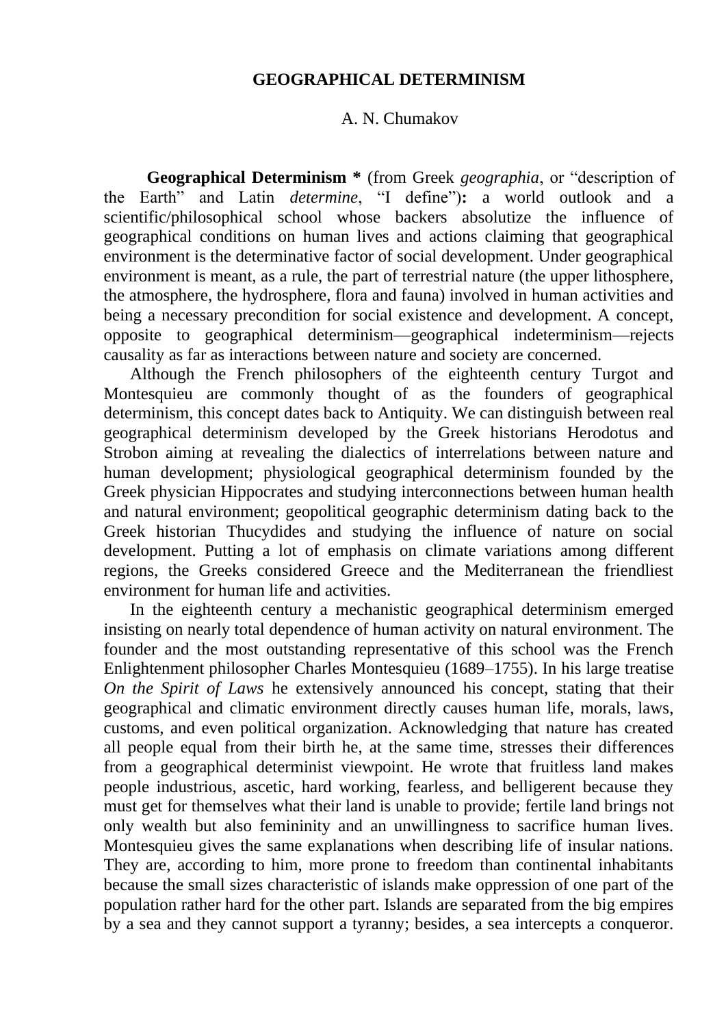# GEOGRAPHICAL DETERMINISM

A. N. Chumakov

**Geographical Determinism *** (from Greek *geographia*, or "description of the Earth" and Latin *determine*, "I define")**:** a world outlook and a scientific/philosophical school whose backers absolutize the influence of geographical conditions on human lives and actions claiming that geographical environment is the determinative factor of social development. Under geographical environment is meant, as a rule, the part of terrestrial nature (the upper lithosphere, the atmosphere, the hydrosphere, flora and fauna) involved in human activities and being a necessary precondition for social existence and development. A concept, opposite to geographical determinism—geographical indeterminism—rejects causality as far as interactions between nature and society are concerned.

Although the French philosophers of the eighteenth century Turgot and Montesquieu are commonly thought of as the founders of geographical determinism, this concept dates back to Antiquity. We can distinguish between real geographical determinism developed by the Greek historians Herodotus and Strobon aiming at revealing the dialectics of interrelations between nature and human development; physiological geographical determinism founded by the Greek physician Hippocrates and studying interconnections between human health and natural environment; geopolitical geographic determinism dating back to the Greek historian Thucydides and studying the influence of nature on social development. Putting a lot of emphasis on climate variations among different regions, the Greeks considered Greece and the Mediterranean the friendliest environment for human life and activities.

In the eighteenth century a mechanistic geographical determinism emerged insisting on nearly total dependence of human activity on natural environment. The founder and the most outstanding representative of this school was the French Enlightenment philosopher Charles Montesquieu (1689–1755). In his large treatise *On the Spirit of Laws* he extensively announced his concept, stating that their geographical and climatic environment directly causes human life, morals, laws, customs, and even political organization. Acknowledging that nature has created all people equal from their birth he, at the same time, stresses their differences from a geographical determinist viewpoint. He wrote that fruitless land makes people industrious, ascetic, hard working, fearless, and belligerent because they must get for themselves what their land is unable to provide; fertile land brings not only wealth but also femininity and an unwillingness to sacrifice human lives. Montesquieu gives the same explanations when describing life of insular nations. They are, according to him, more prone to freedom than continental inhabitants because the small sizes characteristic of islands make oppression of one part of the population rather hard for the other part. Islands are separated from the big empires by a sea and they cannot support a tyranny; besides, a sea intercepts a conqueror.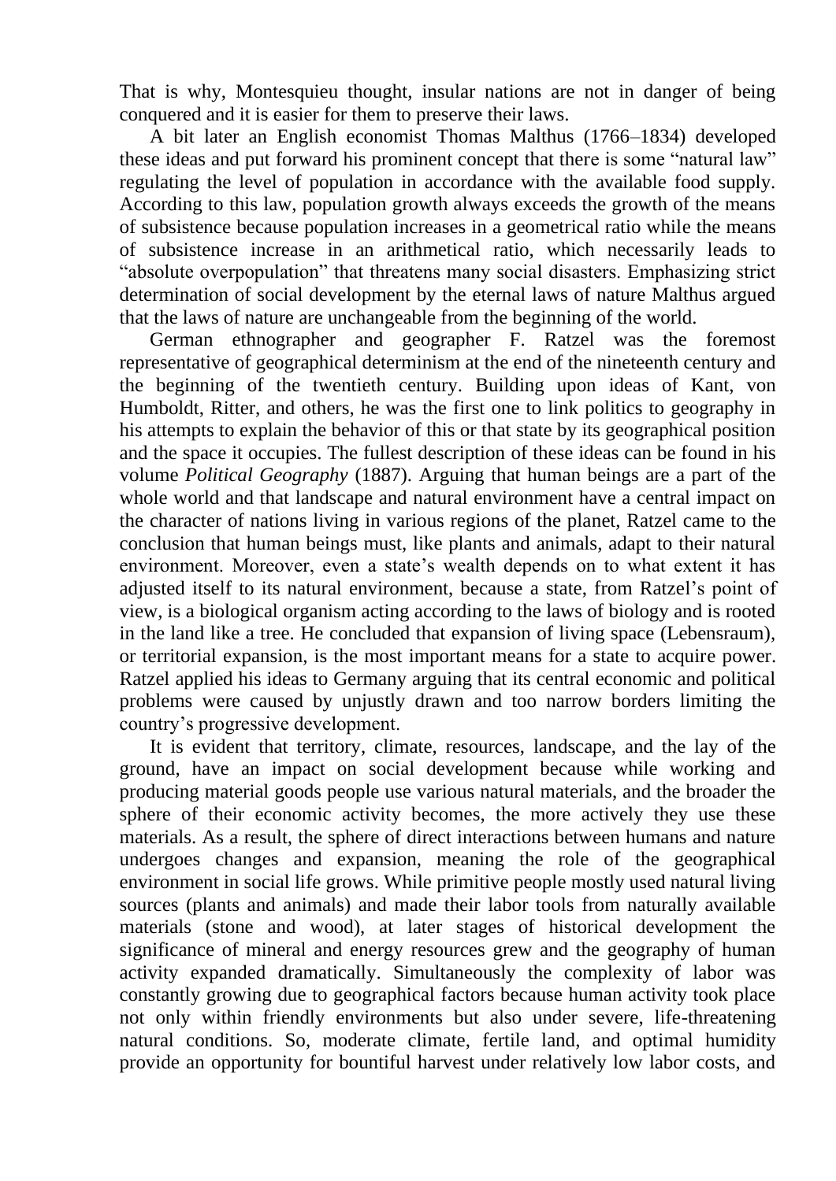That is why, Montesquieu thought, insular nations are not in danger of being conquered and it is easier for them to preserve their laws.

A bit later an English economist Thomas Malthus (1766–1834) developed these ideas and put forward his prominent concept that there is some "natural law" regulating the level of population in accordance with the available food supply. According to this law, population growth always exceeds the growth of the means of subsistence because population increases in a geometrical ratio while the means of subsistence increase in an arithmetical ratio, which necessarily leads to "absolute overpopulation" that threatens many social disasters. Emphasizing strict determination of social development by the eternal laws of nature Malthus argued that the laws of nature are unchangeable from the beginning of the world.

German ethnographer and geographer F. Ratzel was the foremost representative of geographical determinism at the end of the nineteenth century and the beginning of the twentieth century. Building upon ideas of Kant, von Humboldt, Ritter, and others, he was the first one to link politics to geography in his attempts to explain the behavior of this or that state by its geographical position and the space it occupies. The fullest description of these ideas can be found in his volume *Political Geography* (1887). Arguing that human beings are a part of the whole world and that landscape and natural environment have a central impact on the character of nations living in various regions of the planet, Ratzel came to the conclusion that human beings must, like plants and animals, adapt to their natural environment. Moreover, even a state's wealth depends on to what extent it has adjusted itself to its natural environment, because a state, from Ratzel's point of view, is a biological organism acting according to the laws of biology and is rooted in the land like a tree. He concluded that expansion of living space (Lebensraum), or territorial expansion, is the most important means for a state to acquire power. Ratzel applied his ideas to Germany arguing that its central economic and political problems were caused by unjustly drawn and too narrow borders limiting the country's progressive development.

It is evident that territory, climate, resources, landscape, and the lay of the ground, have an impact on social development because while working and producing material goods people use various natural materials, and the broader the sphere of their economic activity becomes, the more actively they use these materials. As a result, the sphere of direct interactions between humans and nature undergoes changes and expansion, meaning the role of the geographical environment in social life grows. While primitive people mostly used natural living sources (plants and animals) and made their labor tools from naturally available materials (stone and wood), at later stages of historical development the significance of mineral and energy resources grew and the geography of human activity expanded dramatically. Simultaneously the complexity of labor was constantly growing due to geographical factors because human activity took place not only within friendly environments but also under severe, life-threatening natural conditions. So, moderate climate, fertile land, and optimal humidity provide an opportunity for bountiful harvest under relatively low labor costs, and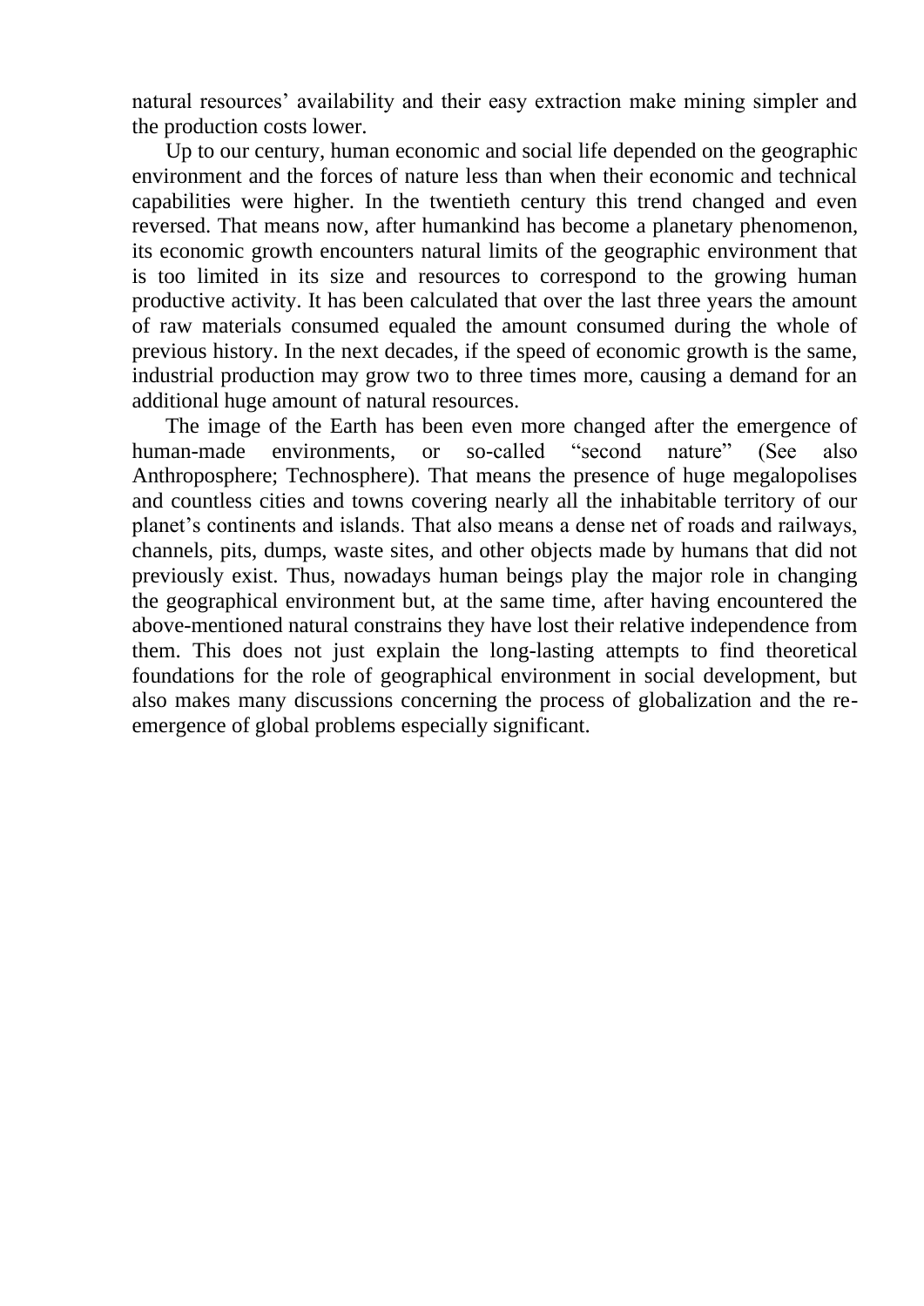natural resources' availability and their easy extraction make mining simpler and the production costs lower.

Up to our century, human economic and social life depended on the geographic environment and the forces of nature less than when their economic and technical capabilities were higher. In the twentieth century this trend changed and even reversed. That means now, after humankind has become a planetary phenomenon, its economic growth encounters natural limits of the geographic environment that is too limited in its size and resources to correspond to the growing human productive activity. It has been calculated that over the last three years the amount of raw materials consumed equaled the amount consumed during the whole of previous history. In the next decades, if the speed of economic growth is the same, industrial production may grow two to three times more, causing a demand for an additional huge amount of natural resources.

The image of the Earth has been even more changed after the emergence of human-made environments, or so-called "second nature" (See also Anthroposphere; Technosphere). That means the presence of huge megalopolises and countless cities and towns covering nearly all the inhabitable territory of our planet's continents and islands. That also means a dense net of roads and railways, channels, pits, dumps, waste sites, and other objects made by humans that did not previously exist. Thus, nowadays human beings play the major role in changing the geographical environment but, at the same time, after having encountered the above-mentioned natural constrains they have lost their relative independence from them. This does not just explain the long-lasting attempts to find theoretical foundations for the role of geographical environment in social development, but also makes many discussions concerning the process of globalization and the re-emergence of global problems especially significant.